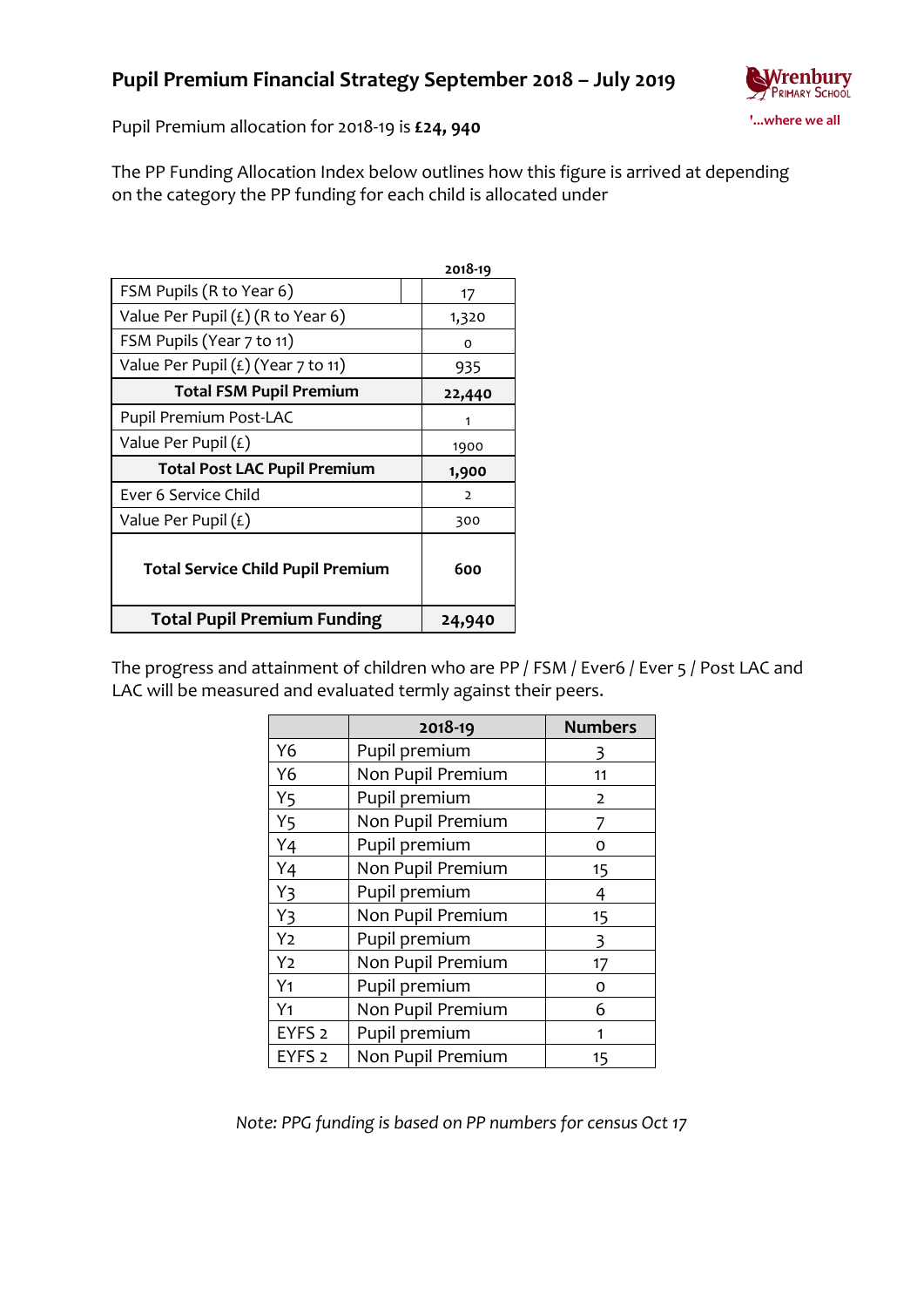# Pupil Premium Financial Strategy September 2018 – July 2019

Wrenbury Primary School
'...where we all

Pupil Premium allocation for 2018-19 is **£24, 940**

The PP Funding Allocation Index below outlines how this figure is arrived at depending on the category the PP funding for each child is allocated under

| | 2018-19 |
|---|---|
| FSM Pupils (R to Year 6) | 17 |
| Value Per Pupil (£) (R to Year 6) | 1,320 |
| FSM Pupils (Year 7 to 11) | 0 |
| Value Per Pupil (£) (Year 7 to 11) | 935 |
| **Total FSM Pupil Premium** | **22,440** |
| Pupil Premium Post-LAC | 1 |
| Value Per Pupil (£) | 1900 |
| **Total Post LAC Pupil Premium** | **1,900** |
| Ever 6 Service Child | 2 |
| Value Per Pupil (£) | 300 |
| **Total Service Child Pupil Premium** | **600** |
| **Total Pupil Premium Funding** | **24,940** |

The progress and attainment of children who are PP / FSM / Ever6 / Ever 5 / Post LAC and LAC will be measured and evaluated termly against their peers.

| | 2018-19 | Numbers |
|---|---|---|
| Y6 | Pupil premium | 3 |
| Y6 | Non Pupil Premium | 11 |
| Y5 | Pupil premium | 2 |
| Y5 | Non Pupil Premium | 7 |
| Y4 | Pupil premium | 0 |
| Y4 | Non Pupil Premium | 15 |
| Y3 | Pupil premium | 4 |
| Y3 | Non Pupil Premium | 15 |
| Y2 | Pupil premium | 3 |
| Y2 | Non Pupil Premium | 17 |
| Y1 | Pupil premium | 0 |
| Y1 | Non Pupil Premium | 6 |
| EYFS 2 | Pupil premium | 1 |
| EYFS 2 | Non Pupil Premium | 15 |

*Note: PPG funding is based on PP numbers for census Oct 17*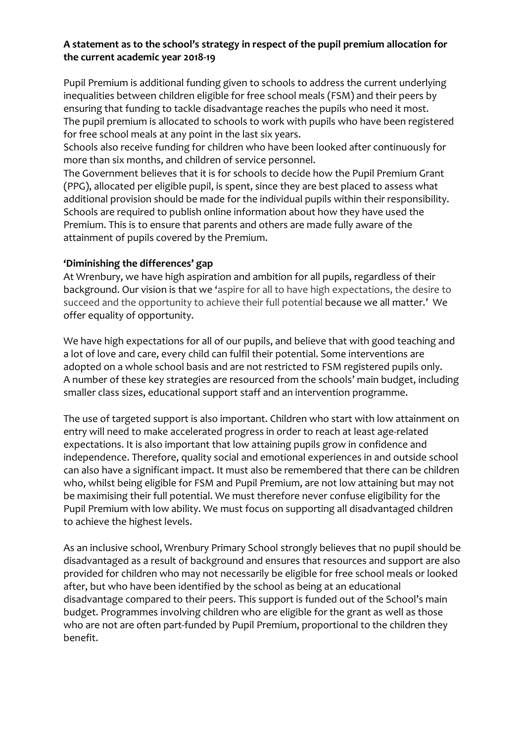**A statement as to the school's strategy in respect of the pupil premium allocation for the current academic year 2018-19**

Pupil Premium is additional funding given to schools to address the current underlying inequalities between children eligible for free school meals (FSM) and their peers by ensuring that funding to tackle disadvantage reaches the pupils who need it most. The pupil premium is allocated to schools to work with pupils who have been registered for free school meals at any point in the last six years.

Schools also receive funding for children who have been looked after continuously for more than six months, and children of service personnel.

The Government believes that it is for schools to decide how the Pupil Premium Grant (PPG), allocated per eligible pupil, is spent, since they are best placed to assess what additional provision should be made for the individual pupils within their responsibility. Schools are required to publish online information about how they have used the Premium. This is to ensure that parents and others are made fully aware of the attainment of pupils covered by the Premium.

**'Diminishing the differences' gap**

At Wrenbury, we have high aspiration and ambition for all pupils, regardless of their background. Our vision is that we 'aspire for all to have high expectations, the desire to succeed and the opportunity to achieve their full potential because we all matter.' We offer equality of opportunity.

We have high expectations for all of our pupils, and believe that with good teaching and a lot of love and care, every child can fulfil their potential. Some interventions are adopted on a whole school basis and are not restricted to FSM registered pupils only. A number of these key strategies are resourced from the schools' main budget, including smaller class sizes, educational support staff and an intervention programme.

The use of targeted support is also important. Children who start with low attainment on entry will need to make accelerated progress in order to reach at least age-related expectations. It is also important that low attaining pupils grow in confidence and independence. Therefore, quality social and emotional experiences in and outside school can also have a significant impact. It must also be remembered that there can be children who, whilst being eligible for FSM and Pupil Premium, are not low attaining but may not be maximising their full potential. We must therefore never confuse eligibility for the Pupil Premium with low ability. We must focus on supporting all disadvantaged children to achieve the highest levels.

As an inclusive school, Wrenbury Primary School strongly believes that no pupil should be disadvantaged as a result of background and ensures that resources and support are also provided for children who may not necessarily be eligible for free school meals or looked after, but who have been identified by the school as being at an educational disadvantage compared to their peers. This support is funded out of the School's main budget. Programmes involving children who are eligible for the grant as well as those who are not are often part-funded by Pupil Premium, proportional to the children they benefit.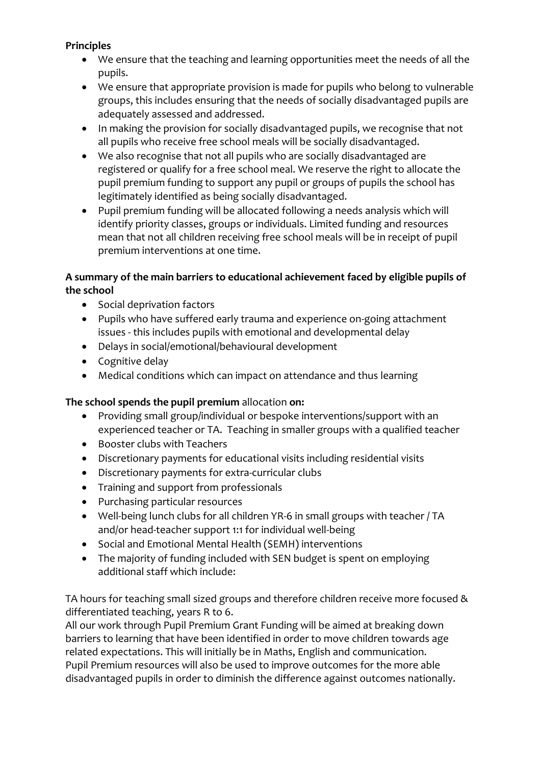**Principles**

- We ensure that the teaching and learning opportunities meet the needs of all the pupils.
- We ensure that appropriate provision is made for pupils who belong to vulnerable groups, this includes ensuring that the needs of socially disadvantaged pupils are adequately assessed and addressed.
- In making the provision for socially disadvantaged pupils, we recognise that not all pupils who receive free school meals will be socially disadvantaged.
- We also recognise that not all pupils who are socially disadvantaged are registered or qualify for a free school meal. We reserve the right to allocate the pupil premium funding to support any pupil or groups of pupils the school has legitimately identified as being socially disadvantaged.
- Pupil premium funding will be allocated following a needs analysis which will identify priority classes, groups or individuals. Limited funding and resources mean that not all children receiving free school meals will be in receipt of pupil premium interventions at one time.

**A summary of the main barriers to educational achievement faced by eligible pupils of the school**

- Social deprivation factors
- Pupils who have suffered early trauma and experience on-going attachment issues - this includes pupils with emotional and developmental delay
- Delays in social/emotional/behavioural development
- Cognitive delay
- Medical conditions which can impact on attendance and thus learning

**The school spends the pupil premium** allocation **on:**

- Providing small group/individual or bespoke interventions/support with an experienced teacher or TA. Teaching in smaller groups with a qualified teacher
- Booster clubs with Teachers
- Discretionary payments for educational visits including residential visits
- Discretionary payments for extra-curricular clubs
- Training and support from professionals
- Purchasing particular resources
- Well-being lunch clubs for all children YR-6 in small groups with teacher / TA and/or head-teacher support 1:1 for individual well-being
- Social and Emotional Mental Health (SEMH) interventions
- The majority of funding included with SEN budget is spent on employing additional staff which include:

TA hours for teaching small sized groups and therefore children receive more focused & differentiated teaching, years R to 6.
All our work through Pupil Premium Grant Funding will be aimed at breaking down barriers to learning that have been identified in order to move children towards age related expectations. This will initially be in Maths, English and communication.
Pupil Premium resources will also be used to improve outcomes for the more able disadvantaged pupils in order to diminish the difference against outcomes nationally.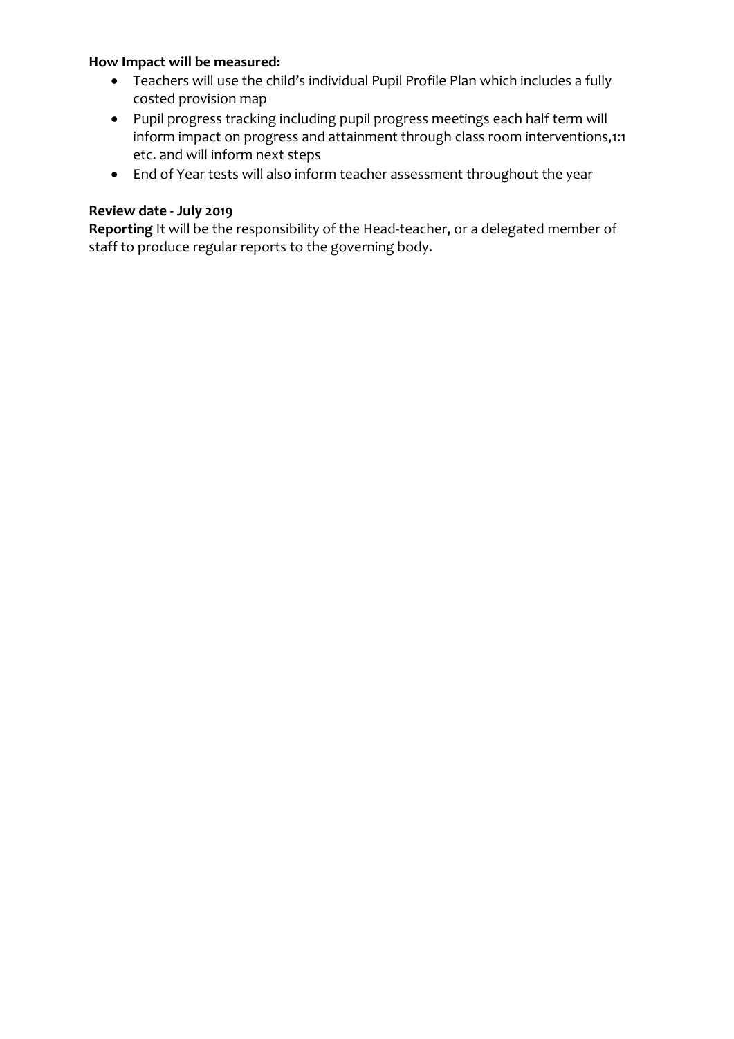**How Impact will be measured:**

- Teachers will use the child's individual Pupil Profile Plan which includes a fully costed provision map
- Pupil progress tracking including pupil progress meetings each half term will inform impact on progress and attainment through class room interventions,1:1 etc. and will inform next steps
- End of Year tests will also inform teacher assessment throughout the year

**Review date - July 2019**

**Reporting** It will be the responsibility of the Head-teacher, or a delegated member of staff to produce regular reports to the governing body.